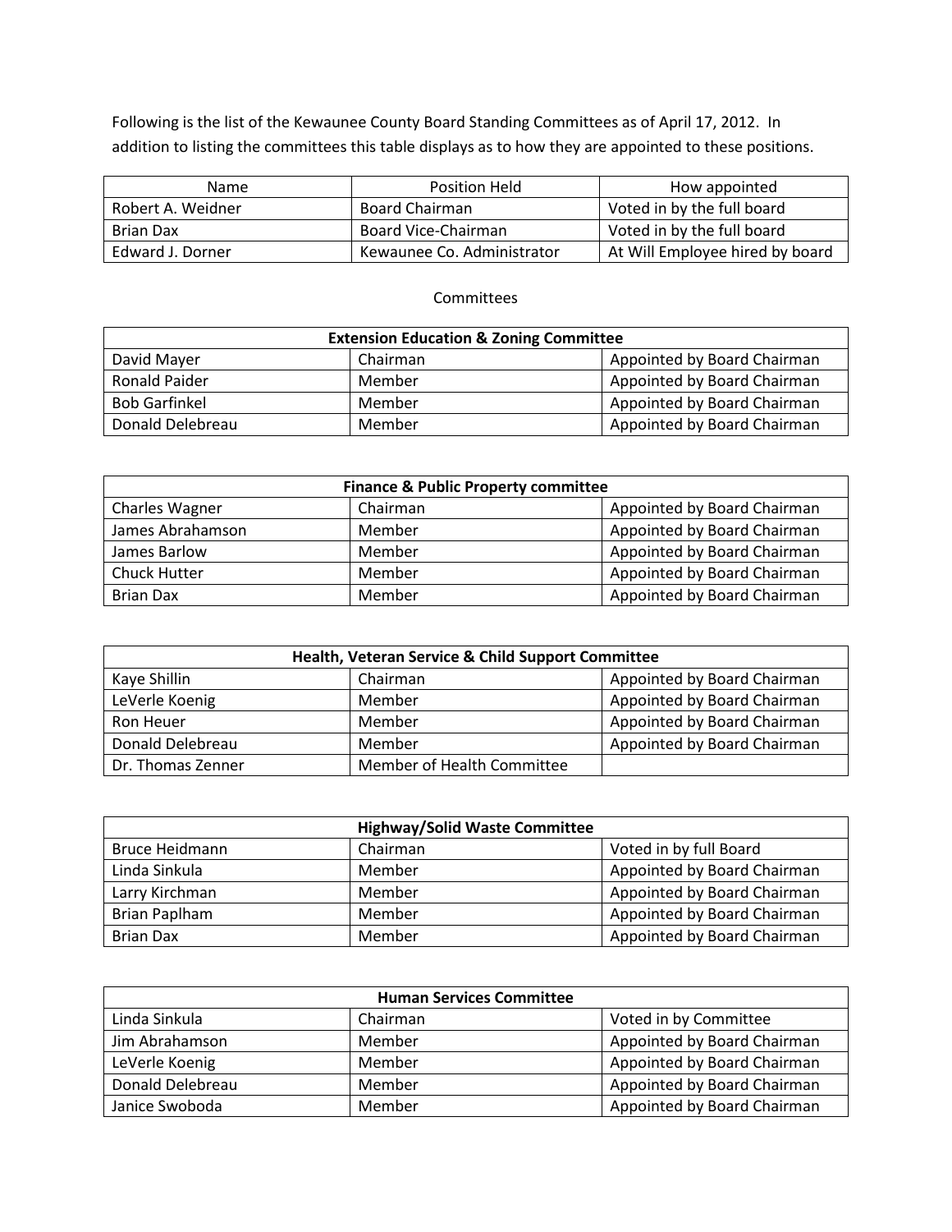Following is the list of the Kewaunee County Board Standing Committees as of April 17, 2012. In addition to listing the committees this table displays as to how they are appointed to these positions.

| Name | Position Held | How appointed |
|---|---|---|
| Robert A. Weidner | Board Chairman | Voted in by the full board |
| Brian Dax | Board Vice-Chairman | Voted in by the full board |
| Edward J. Dorner | Kewaunee Co. Administrator | At Will Employee hired by board |

Committees

| **Extension Education & Zoning Committee** | | |
|---|---|---|
| David Mayer | Chairman | Appointed by Board Chairman |
| Ronald Paider | Member | Appointed by Board Chairman |
| Bob Garfinkel | Member | Appointed by Board Chairman |
| Donald Delebreau | Member | Appointed by Board Chairman |

| **Finance & Public Property committee** | | |
|---|---|---|
| Charles Wagner | Chairman | Appointed by Board Chairman |
| James Abrahamson | Member | Appointed by Board Chairman |
| James Barlow | Member | Appointed by Board Chairman |
| Chuck Hutter | Member | Appointed by Board Chairman |
| Brian Dax | Member | Appointed by Board Chairman |

| **Health, Veteran Service & Child Support Committee** | | |
|---|---|---|
| Kaye Shillin | Chairman | Appointed by Board Chairman |
| LeVerle Koenig | Member | Appointed by Board Chairman |
| Ron Heuer | Member | Appointed by Board Chairman |
| Donald Delebreau | Member | Appointed by Board Chairman |
| Dr. Thomas Zenner | Member of Health Committee | |

| **Highway/Solid Waste Committee** | | |
|---|---|---|
| Bruce Heidmann | Chairman | Voted in by full Board |
| Linda Sinkula | Member | Appointed by Board Chairman |
| Larry Kirchman | Member | Appointed by Board Chairman |
| Brian Paplham | Member | Appointed by Board Chairman |
| Brian Dax | Member | Appointed by Board Chairman |

| **Human Services Committee** | | |
|---|---|---|
| Linda Sinkula | Chairman | Voted in by Committee |
| Jim Abrahamson | Member | Appointed by Board Chairman |
| LeVerle Koenig | Member | Appointed by Board Chairman |
| Donald Delebreau | Member | Appointed by Board Chairman |
| Janice Swoboda | Member | Appointed by Board Chairman |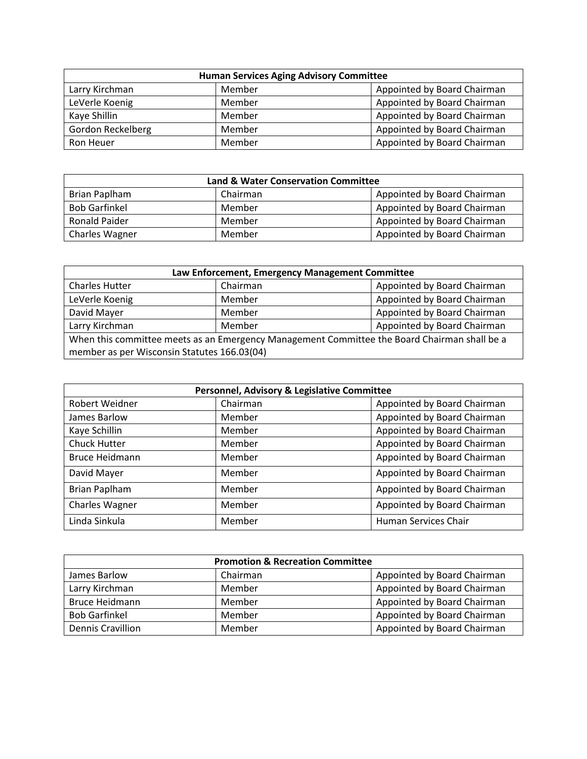| Human Services Aging Advisory Committee | | |
|---|---|---|
| Larry Kirchman | Member | Appointed by Board Chairman |
| LeVerle Koenig | Member | Appointed by Board Chairman |
| Kaye Shillin | Member | Appointed by Board Chairman |
| Gordon Reckelberg | Member | Appointed by Board Chairman |
| Ron Heuer | Member | Appointed by Board Chairman |

| Land & Water Conservation Committee | | |
|---|---|---|
| Brian Paplham | Chairman | Appointed by Board Chairman |
| Bob Garfinkel | Member | Appointed by Board Chairman |
| Ronald Paider | Member | Appointed by Board Chairman |
| Charles Wagner | Member | Appointed by Board Chairman |

| Law Enforcement, Emergency Management Committee | | |
|---|---|---|
| Charles Hutter | Chairman | Appointed by Board Chairman |
| LeVerle Koenig | Member | Appointed by Board Chairman |
| David Mayer | Member | Appointed by Board Chairman |
| Larry Kirchman | Member | Appointed by Board Chairman |
| When this committee meets as an Emergency Management Committee the Board Chairman shall be a member as per Wisconsin Statutes 166.03(04) | | |

| Personnel, Advisory & Legislative Committee | | |
|---|---|---|
| Robert Weidner | Chairman | Appointed by Board Chairman |
| James Barlow | Member | Appointed by Board Chairman |
| Kaye Schillin | Member | Appointed by Board Chairman |
| Chuck Hutter | Member | Appointed by Board Chairman |
| Bruce Heidmann | Member | Appointed by Board Chairman |
| David Mayer | Member | Appointed by Board Chairman |
| Brian Paplham | Member | Appointed by Board Chairman |
| Charles Wagner | Member | Appointed by Board Chairman |
| Linda Sinkula | Member | Human Services Chair |

| Promotion & Recreation Committee | | |
|---|---|---|
| James Barlow | Chairman | Appointed by Board Chairman |
| Larry Kirchman | Member | Appointed by Board Chairman |
| Bruce Heidmann | Member | Appointed by Board Chairman |
| Bob Garfinkel | Member | Appointed by Board Chairman |
| Dennis Cravillion | Member | Appointed by Board Chairman |